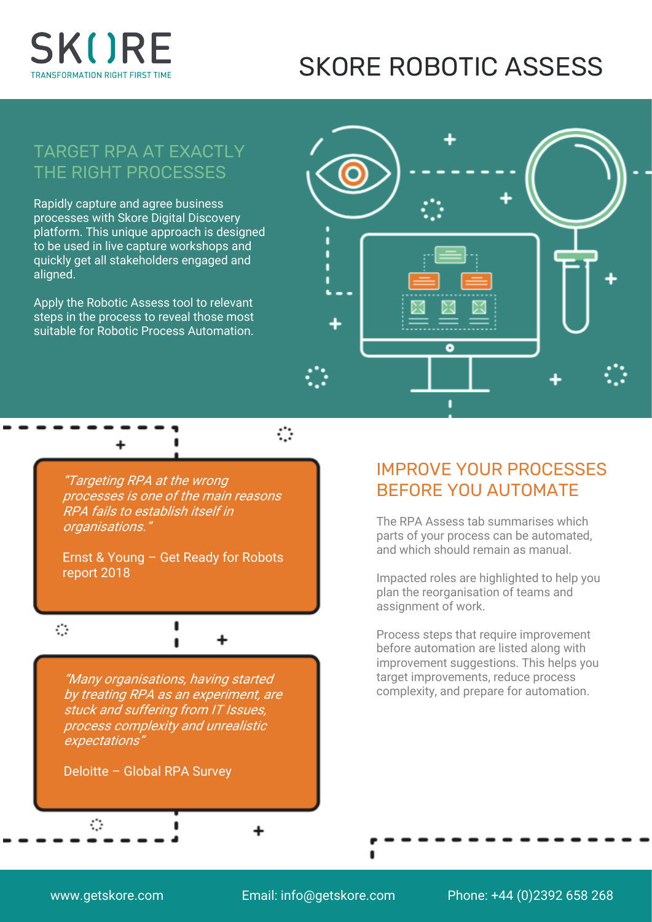SKORE

TRANSFORMATION RIGHT FIRST TIME

# SKORE ROBOTIC ASSESS

## TARGET RPA AT EXACTLY THE RIGHT PROCESSES

Rapidly capture and agree business processes with Skore Digital Discovery platform. This unique approach is designed to be used in live capture workshops and quickly get all stakeholders engaged and aligned.

Apply the Robotic Assess tool to relevant steps in the process to reveal those most suitable for Robotic Process Automation.

> *"Targeting RPA at the wrong processes is one of the main reasons RPA fails to establish itself in organisations."*
>
> Ernst & Young – Get Ready for Robots report 2018

> *"Many organisations, having started by treating RPA as an experiment, are stuck and suffering from IT Issues, process complexity and unrealistic expectations"*
>
> Deloitte – Global RPA Survey

## IMPROVE YOUR PROCESSES BEFORE YOU AUTOMATE

The RPA Assess tab summarises which parts of your process can be automated, and which should remain as manual.

Impacted roles are highlighted to help you plan the reorganisation of teams and assignment of work.

Process steps that require improvement before automation are listed along with improvement suggestions. This helps you target improvements, reduce process complexity, and prepare for automation.

www.getskore.com    Email: info@getskore.com    Phone: +44 (0)2392 658 268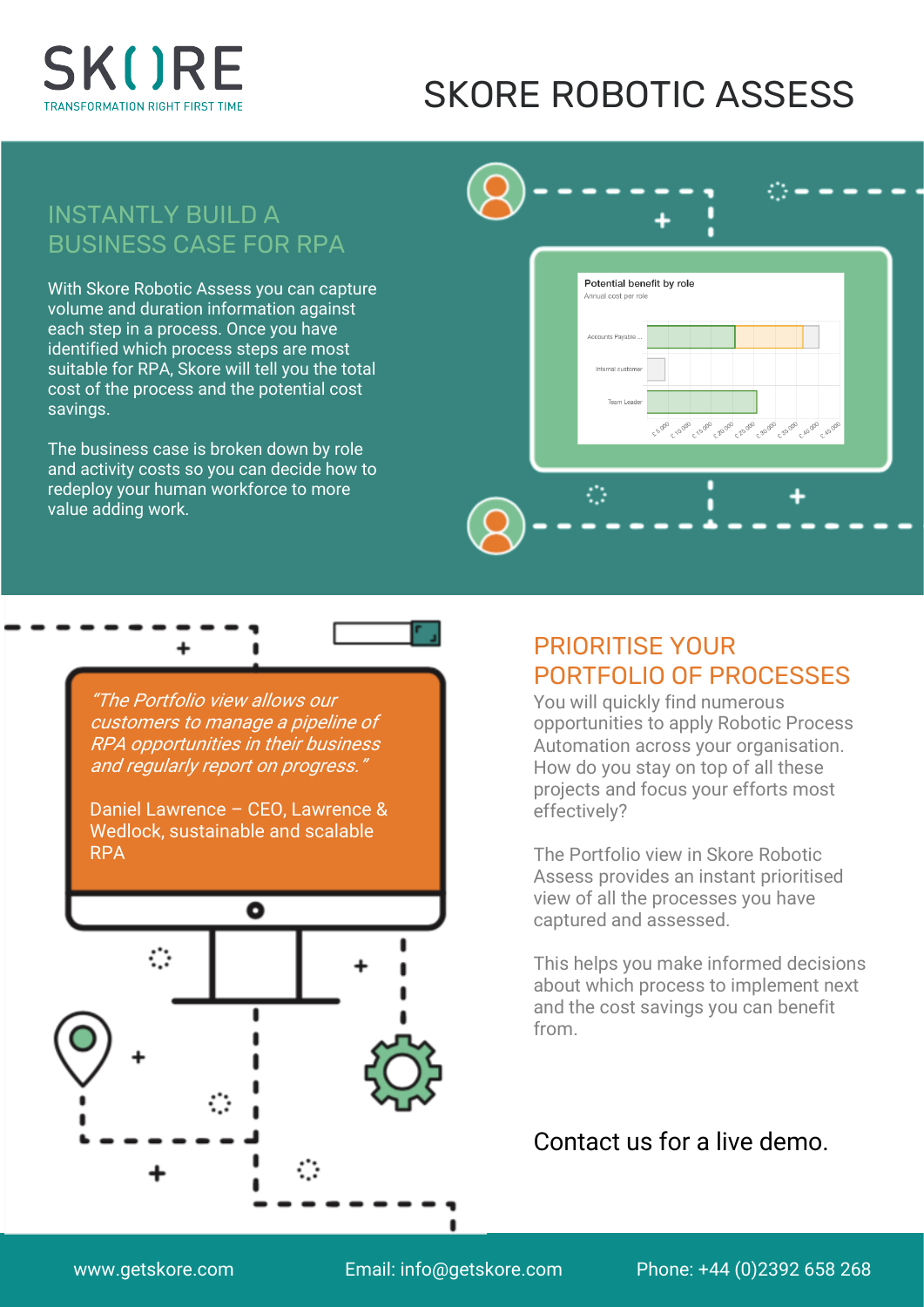# SKORE ROBOTIC ASSESS

SK()RE
TRANSFORMATION RIGHT FIRST TIME

## INSTANTLY BUILD A BUSINESS CASE FOR RPA

With Skore Robotic Assess you can capture volume and duration information against each step in a process. Once you have identified which process steps are most suitable for RPA, Skore will tell you the total cost of the process and the potential cost savings.

The business case is broken down by role and activity costs so you can decide how to redeploy your human workforce to more value adding work.

Potential benefit by role
Annual cost per role

Accounts Payable ...
Internal customer
Team Leader

£ 5,000
£ 10,000
£ 15,000
£ 20,000
£ 25,000
£ 30,000
£ 35,000
£ 40,000
£ 45,000

*"The Portfolio view allows our customers to manage a pipeline of RPA opportunities in their business and regularly report on progress."*

Daniel Lawrence – CEO, Lawrence & Wedlock, sustainable and scalable RPA

## PRIORITISE YOUR PORTFOLIO OF PROCESSES

You will quickly find numerous opportunities to apply Robotic Process Automation across your organisation. How do you stay on top of all these projects and focus your efforts most effectively?

The Portfolio view in Skore Robotic Assess provides an instant prioritised view of all the processes you have captured and assessed.

This helps you make informed decisions about which process to implement next and the cost savings you can benefit from.

Contact us for a live demo.

www.getskore.com | Email: info@getskore.com | Phone: +44 (0)2392 658 268